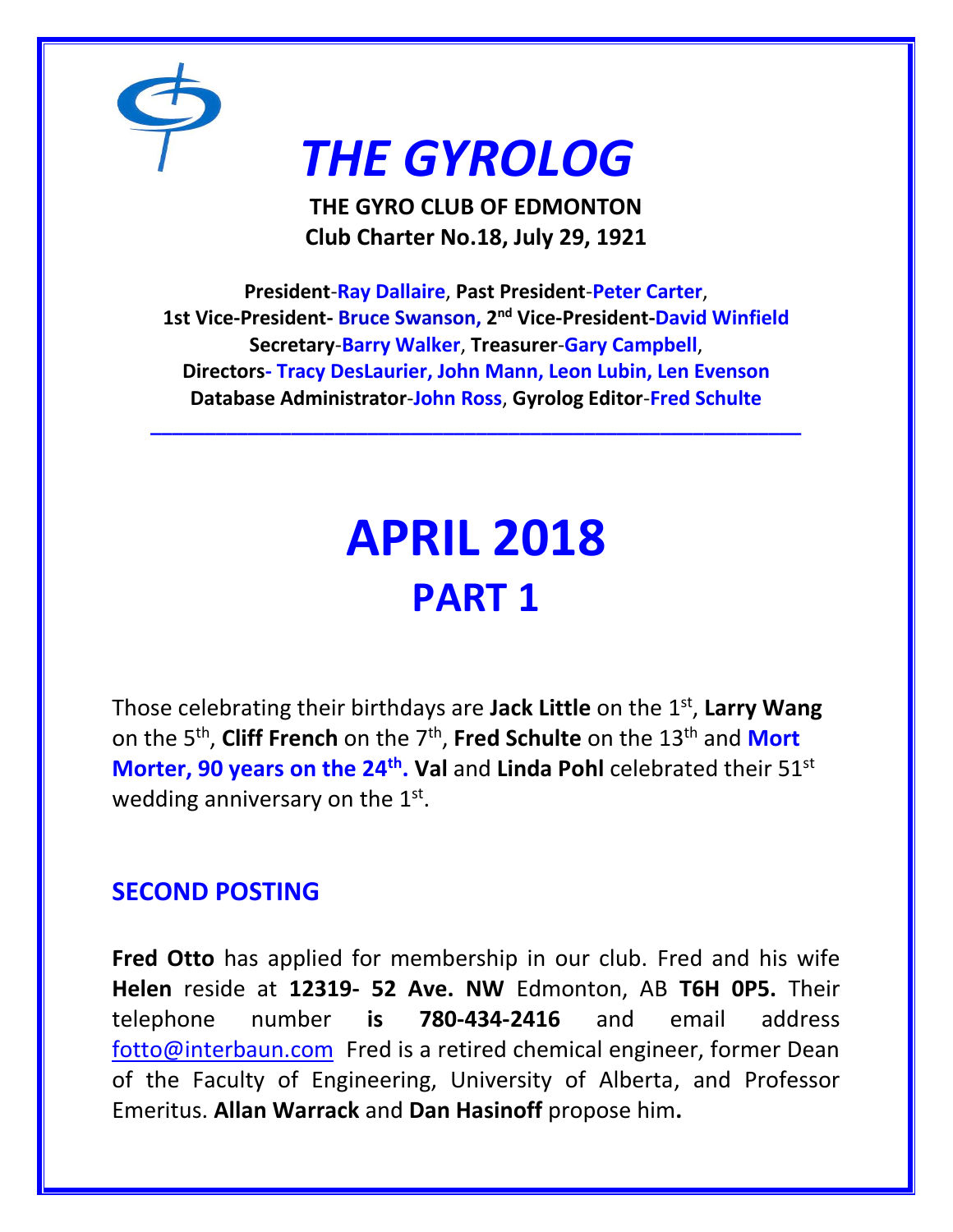# THE GYROLOG

**THE GYRO CLUB OF EDMONTON**
**Club Charter No.18, July 29, 1921**

**President-Ray Dallaire, Past President-Peter Carter,**
**1st Vice-President- Bruce Swanson, 2nd Vice-President-David Winfield**
**Secretary-Barry Walker, Treasurer-Gary Campbell,**
**Directors- Tracy DesLaurier, John Mann, Leon Lubin, Len Evenson**
**Database Administrator-John Ross, Gyrolog Editor-Fred Schulte**

---

# APRIL 2018
## PART 1

Those celebrating their birthdays are **Jack Little** on the 1st, **Larry Wang** on the 5th, **Cliff French** on the 7th, **Fred Schulte** on the 13th and **Mort Morter, 90 years on the 24th.** **Val** and **Linda Pohl** celebrated their 51st wedding anniversary on the 1st.

### SECOND POSTING

**Fred Otto** has applied for membership in our club. Fred and his wife **Helen** reside at **12319- 52 Ave. NW** Edmonton, AB **T6H 0P5.** Their telephone number **is 780-434-2416** and email address fotto@interbaun.com Fred is a retired chemical engineer, former Dean of the Faculty of Engineering, University of Alberta, and Professor Emeritus. **Allan Warrack** and **Dan Hasinoff** propose him**.**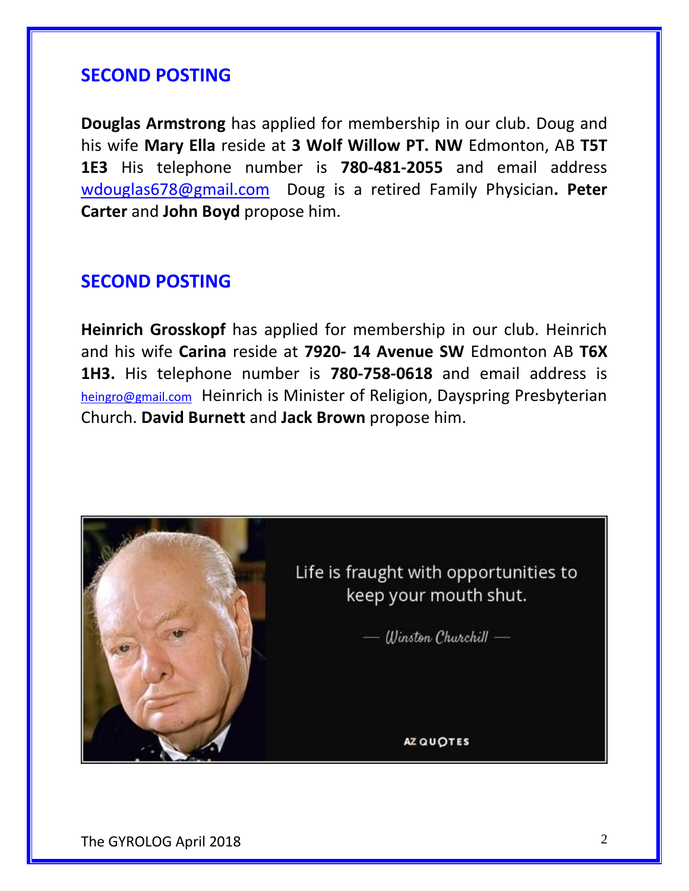## SECOND POSTING

**Douglas Armstrong** has applied for membership in our club. Doug and his wife **Mary Ella** reside at **3 Wolf Willow PT. NW** Edmonton, AB **T5T 1E3** His telephone number is **780-481-2055** and email address wdouglas678@gmail.com Doug is a retired Family Physician**. Peter Carter** and **John Boyd** propose him.

## SECOND POSTING

**Heinrich Grosskopf** has applied for membership in our club. Heinrich and his wife **Carina** reside at **7920- 14 Avenue SW** Edmonton AB **T6X 1H3.** His telephone number is **780-758-0618** and email address is heingro@gmail.com Heinrich is Minister of Religion, Dayspring Presbyterian Church. **David Burnett** and **Jack Brown** propose him.

Life is fraught with opportunities to keep your mouth shut.

— *Winston Churchill* —

AZ QUOTES

The GYROLOG April 2018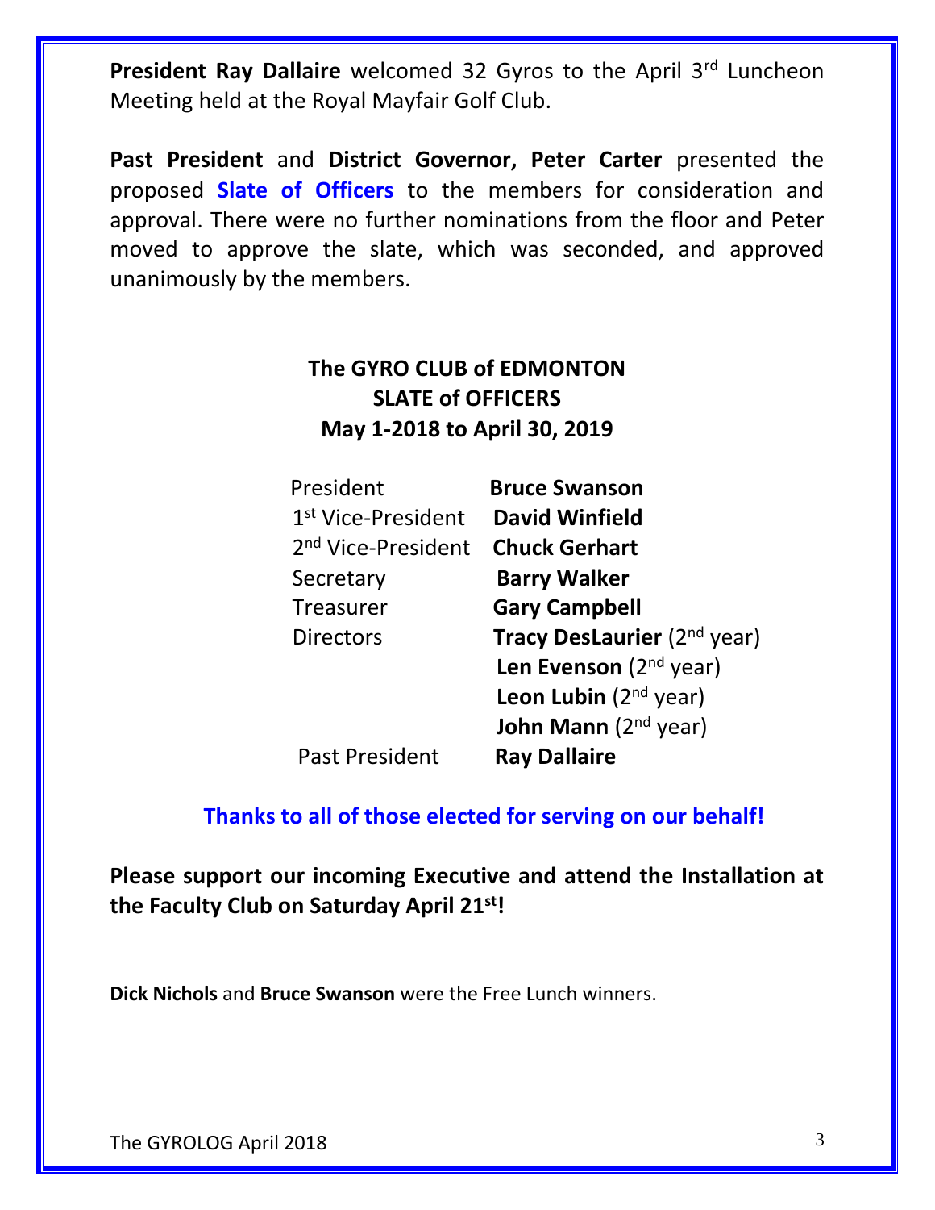**President Ray Dallaire** welcomed 32 Gyros to the April 3rd Luncheon Meeting held at the Royal Mayfair Golf Club.

**Past President** and **District Governor, Peter Carter** presented the proposed **Slate of Officers** to the members for consideration and approval. There were no further nominations from the floor and Peter moved to approve the slate, which was seconded, and approved unanimously by the members.

**The GYRO CLUB of EDMONTON**
**SLATE of OFFICERS**
**May 1-2018 to April 30, 2019**

| | |
|---|---|
| President | **Bruce Swanson** |
| 1st Vice-President | **David Winfield** |
| 2nd Vice-President | **Chuck Gerhart** |
| Secretary | **Barry Walker** |
| Treasurer | **Gary Campbell** |
| Directors | **Tracy DesLaurier** (2nd year) |
| | **Len Evenson** (2nd year) |
| | **Leon Lubin** (2nd year) |
| | **John Mann** (2nd year) |
| Past President | **Ray Dallaire** |

**Thanks to all of those elected for serving on our behalf!**

**Please support our incoming Executive and attend the Installation at the Faculty Club on Saturday April 21st!**

**Dick Nichols** and **Bruce Swanson** were the Free Lunch winners.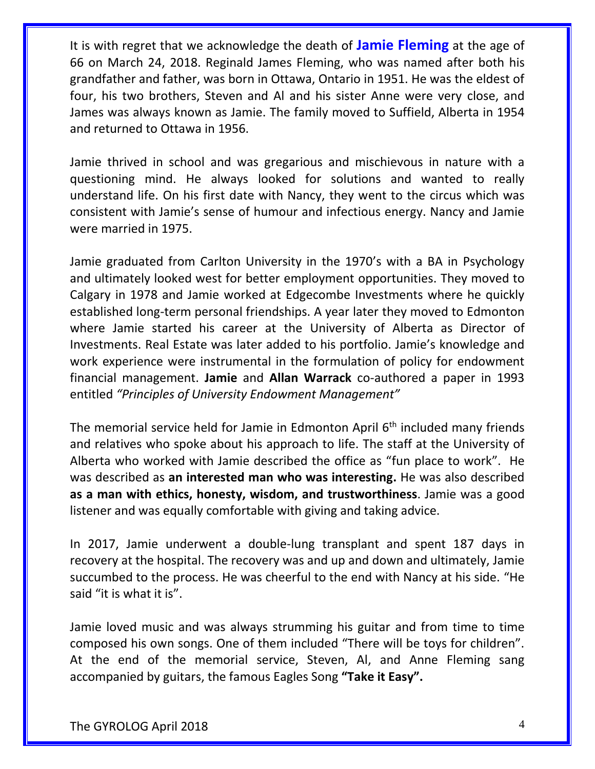It is with regret that we acknowledge the death of **Jamie Fleming** at the age of 66 on March 24, 2018. Reginald James Fleming, who was named after both his grandfather and father, was born in Ottawa, Ontario in 1951. He was the eldest of four, his two brothers, Steven and Al and his sister Anne were very close, and James was always known as Jamie. The family moved to Suffield, Alberta in 1954 and returned to Ottawa in 1956.

Jamie thrived in school and was gregarious and mischievous in nature with a questioning mind. He always looked for solutions and wanted to really understand life. On his first date with Nancy, they went to the circus which was consistent with Jamie's sense of humour and infectious energy. Nancy and Jamie were married in 1975.

Jamie graduated from Carlton University in the 1970's with a BA in Psychology and ultimately looked west for better employment opportunities. They moved to Calgary in 1978 and Jamie worked at Edgecombe Investments where he quickly established long-term personal friendships. A year later they moved to Edmonton where Jamie started his career at the University of Alberta as Director of Investments. Real Estate was later added to his portfolio. Jamie's knowledge and work experience were instrumental in the formulation of policy for endowment financial management. **Jamie** and **Allan Warrack** co-authored a paper in 1993 entitled *"Principles of University Endowment Management"*

The memorial service held for Jamie in Edmonton April 6th included many friends and relatives who spoke about his approach to life. The staff at the University of Alberta who worked with Jamie described the office as "fun place to work". He was described as **an interested man who was interesting.** He was also described **as a man with ethics, honesty, wisdom, and trustworthiness**. Jamie was a good listener and was equally comfortable with giving and taking advice.

In 2017, Jamie underwent a double-lung transplant and spent 187 days in recovery at the hospital. The recovery was and up and down and ultimately, Jamie succumbed to the process. He was cheerful to the end with Nancy at his side. "He said "it is what it is".

Jamie loved music and was always strumming his guitar and from time to time composed his own songs. One of them included "There will be toys for children". At the end of the memorial service, Steven, Al, and Anne Fleming sang accompanied by guitars, the famous Eagles Song **"Take it Easy".**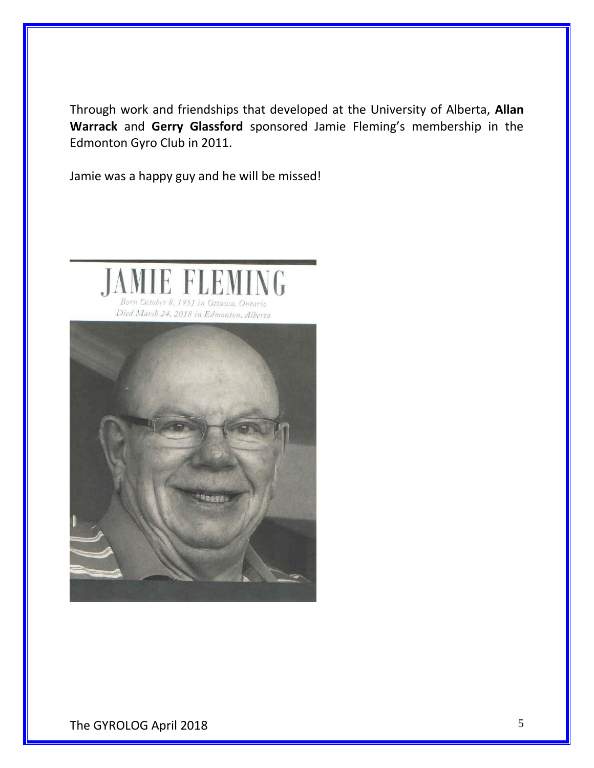Through work and friendships that developed at the University of Alberta, **Allan Warrack** and **Gerry Glassford** sponsored Jamie Fleming's membership in the Edmonton Gyro Club in 2011.

Jamie was a happy guy and he will be missed!

JAMIE FLEMING

*Born October 8, 1951 in Ottawa, Ontario*
*Died March 24, 2018 in Edmonton, Alberta*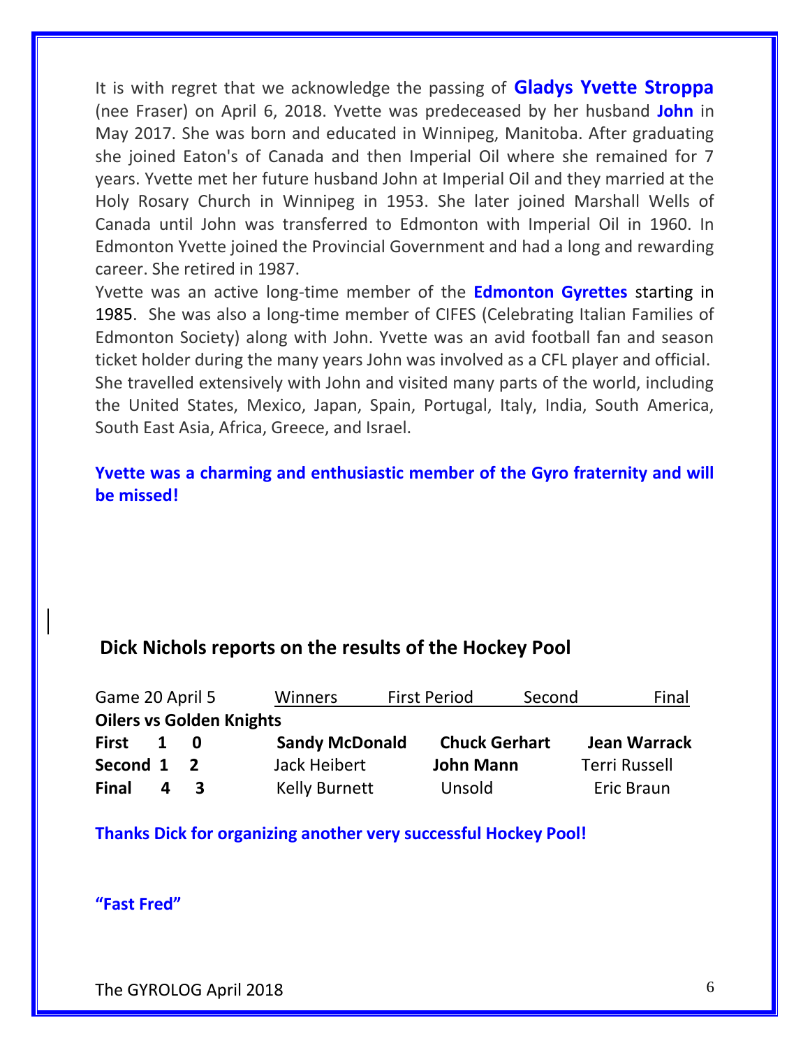It is with regret that we acknowledge the passing of **Gladys Yvette Stroppa** (nee Fraser) on April 6, 2018. Yvette was predeceased by her husband **John** in May 2017. She was born and educated in Winnipeg, Manitoba. After graduating she joined Eaton's of Canada and then Imperial Oil where she remained for 7 years. Yvette met her future husband John at Imperial Oil and they married at the Holy Rosary Church in Winnipeg in 1953. She later joined Marshall Wells of Canada until John was transferred to Edmonton with Imperial Oil in 1960. In Edmonton Yvette joined the Provincial Government and had a long and rewarding career. She retired in 1987.

Yvette was an active long-time member of the **Edmonton Gyrettes** starting in 1985. She was also a long-time member of CIFES (Celebrating Italian Families of Edmonton Society) along with John. Yvette was an avid football fan and season ticket holder during the many years John was involved as a CFL player and official. She travelled extensively with John and visited many parts of the world, including the United States, Mexico, Japan, Spain, Portugal, Italy, India, South America, South East Asia, Africa, Greece, and Israel.

**Yvette was a charming and enthusiastic member of the Gyro fraternity and will be missed!**

## Dick Nichols reports on the results of the Hockey Pool

| Game 20 April 5 | | | Winners | First Period | Second | Final |
|---|---|---|---|---|---|---|
| **Oilers vs Golden Knights** | | | | | | |
| **First** | **1** | **0** | **Sandy McDonald** | **Chuck Gerhart** | **Jean Warrack** | |
| **Second** | **1** | **2** | Jack Heibert | **John Mann** | Terri Russell | |
| **Final** | **4** | **3** | Kelly Burnett | Unsold | Eric Braun | |

**Thanks Dick for organizing another very successful Hockey Pool!**

**"Fast Fred"**

The GYROLOG April 2018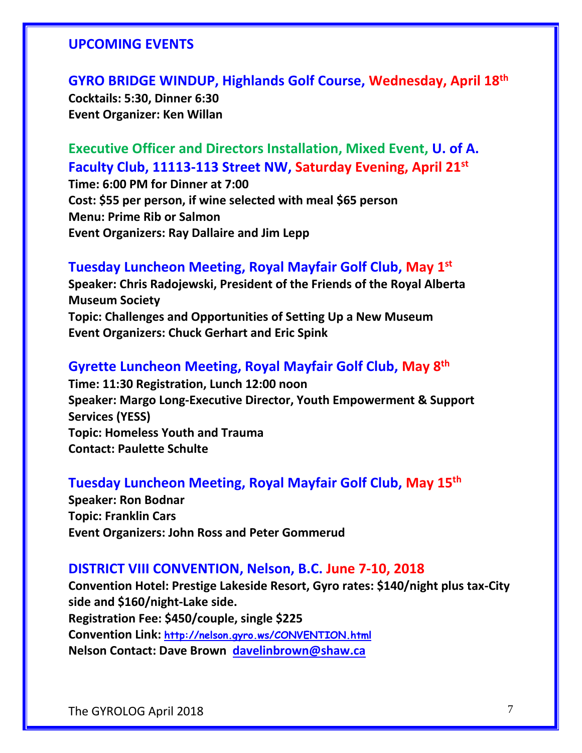## UPCOMING EVENTS

### GYRO BRIDGE WINDUP, Highlands Golf Course, Wednesday, April 18th

**Cocktails: 5:30, Dinner 6:30**
**Event Organizer: Ken Willan**

### Executive Officer and Directors Installation, Mixed Event, U. of A. Faculty Club, 11113-113 Street NW, Saturday Evening, April 21st

**Time: 6:00 PM for Dinner at 7:00**
**Cost: $55 per person, if wine selected with meal $65 person**
**Menu: Prime Rib or Salmon**
**Event Organizers: Ray Dallaire and Jim Lepp**

### Tuesday Luncheon Meeting, Royal Mayfair Golf Club, May 1st

**Speaker: Chris Radojewski, President of the Friends of the Royal Alberta Museum Society**
**Topic: Challenges and Opportunities of Setting Up a New Museum**
**Event Organizers: Chuck Gerhart and Eric Spink**

### Gyrette Luncheon Meeting, Royal Mayfair Golf Club, May 8th

**Time: 11:30 Registration, Lunch 12:00 noon**
**Speaker: Margo Long-Executive Director, Youth Empowerment & Support Services (YESS)**
**Topic: Homeless Youth and Trauma**
**Contact: Paulette Schulte**

### Tuesday Luncheon Meeting, Royal Mayfair Golf Club, May 15th

**Speaker: Ron Bodnar**
**Topic: Franklin Cars**
**Event Organizers: John Ross and Peter Gommerud**

### DISTRICT VIII CONVENTION, Nelson, B.C. June 7-10, 2018

**Convention Hotel: Prestige Lakeside Resort, Gyro rates: $140/night plus tax-City side and $160/night-Lake side.**
**Registration Fee: $450/couple, single $225**
**Convention Link: http://nelson.gyro.ws/CONVENTION.html**
**Nelson Contact: Dave Brown davelinbrown@shaw.ca**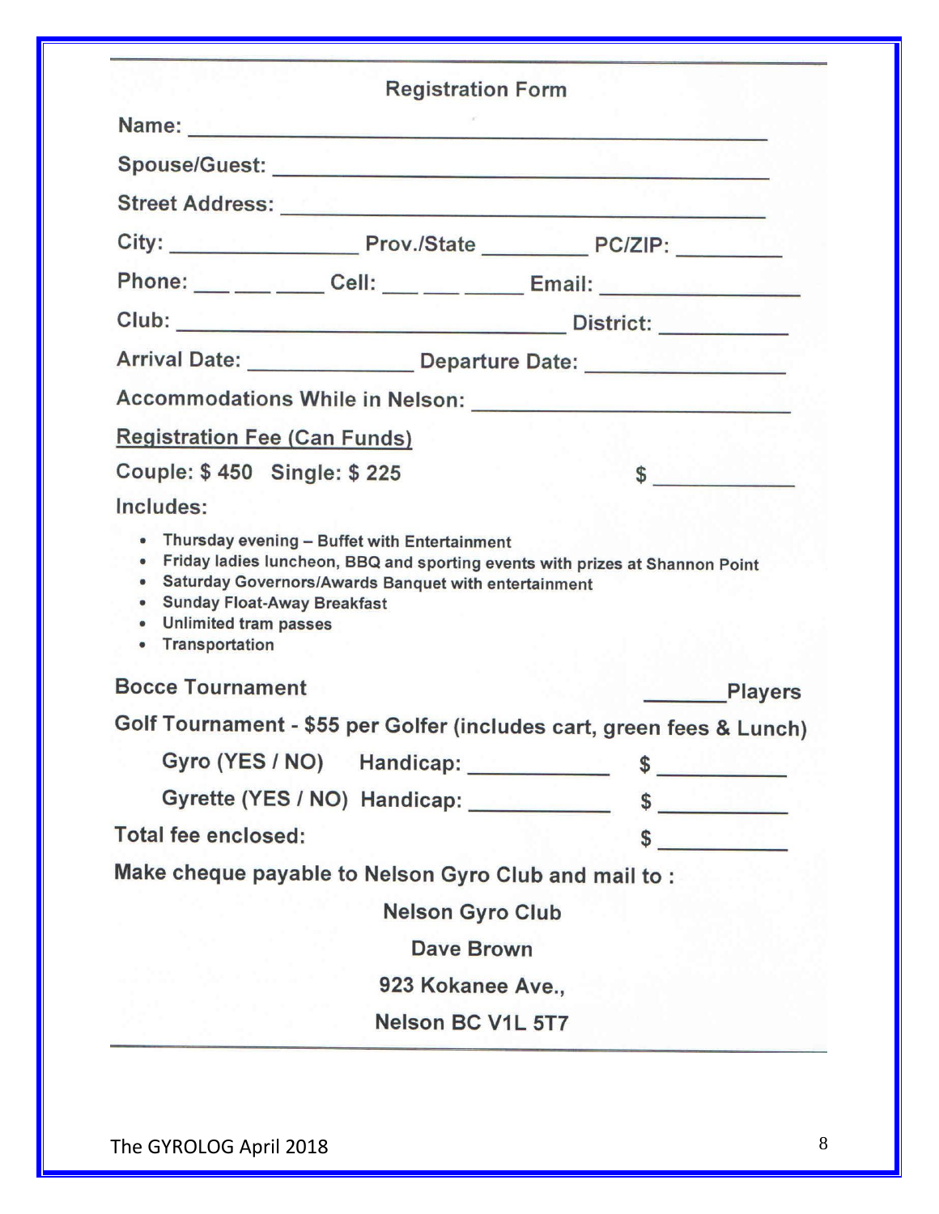## Registration Form

Name: ______________________________________________

Spouse/Guest: ______________________________________

Street Address: _____________________________________

City: _______________ Prov./State ________ PC/ZIP: ________

Phone: ___ ___ ____ Cell: ___ ___ _____ Email: _______________

Club: ______________________________ District: ___________

Arrival Date: _____________ Departure Date: _______________

Accommodations While in Nelson: ___________________________

Registration Fee (Can Funds)

Couple: $ 450 Single: $ 225 $ ___________

Includes:

- Thursday evening – Buffet with Entertainment
- Friday ladies luncheon, BBQ and sporting events with prizes at Shannon Point
- Saturday Governors/Awards Banquet with entertainment
- Sunday Float-Away Breakfast
- Unlimited tram passes
- Transportation

Bocce Tournament _______Players

Golf Tournament - $55 per Golfer (includes cart, green fees & Lunch)

Gyro (YES / NO) Handicap: ___________ $ ___________

Gyrette (YES / NO) Handicap: ___________ $ ___________

Total fee enclosed: $ ___________

Make cheque payable to Nelson Gyro Club and mail to :

Nelson Gyro Club

Dave Brown

923 Kokanee Ave.,

Nelson BC V1L 5T7

The GYROLOG April 2018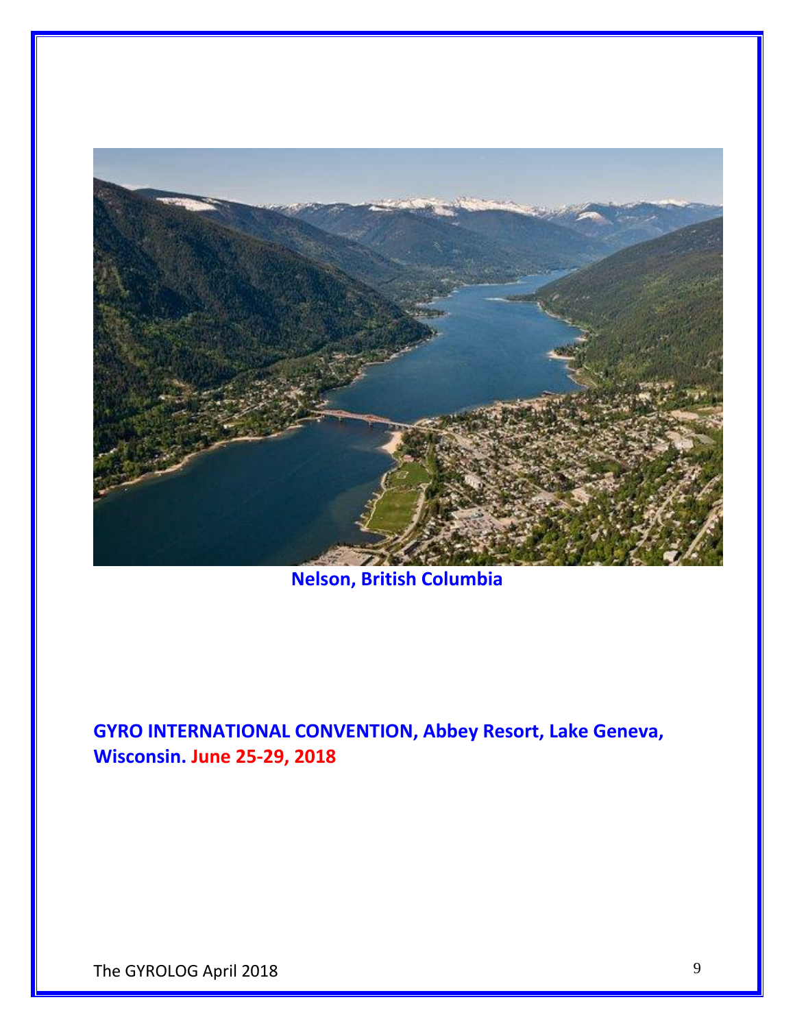**Nelson, British Columbia**

**GYRO INTERNATIONAL CONVENTION, Abbey Resort, Lake Geneva, Wisconsin. June 25-29, 2018**